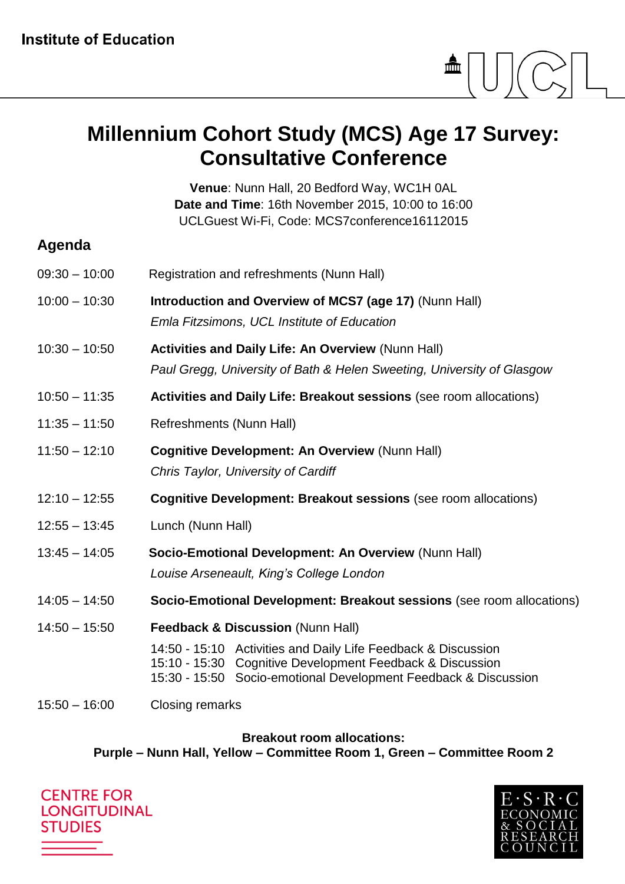Institute of Education

# Millennium Cohort Study (MCS) Age 17 Survey: Consultative Conference

**Venue**: Nunn Hall, 20 Bedford Way, WC1H 0AL
**Date and Time**: 16th November 2015, 10:00 to 16:00
UCLGuest Wi-Fi, Code: MCS7conference16112015

## Agenda

| | |
|---|---|
| 09:30 – 10:00 | Registration and refreshments (Nunn Hall) |
| 10:00 – 10:30 | **Introduction and Overview of MCS7 (age 17)** (Nunn Hall)<br>*Emla Fitzsimons, UCL Institute of Education* |
| 10:30 – 10:50 | **Activities and Daily Life: An Overview** (Nunn Hall)<br>*Paul Gregg, University of Bath & Helen Sweeting, University of Glasgow* |
| 10:50 – 11:35 | **Activities and Daily Life: Breakout sessions** (see room allocations) |
| 11:35 – 11:50 | Refreshments (Nunn Hall) |
| 11:50 – 12:10 | **Cognitive Development: An Overview** (Nunn Hall)<br>*Chris Taylor, University of Cardiff* |
| 12:10 – 12:55 | **Cognitive Development: Breakout sessions** (see room allocations) |
| 12:55 – 13:45 | Lunch (Nunn Hall) |
| 13:45 – 14:05 | **Socio-Emotional Development: An Overview** (Nunn Hall)<br>*Louise Arseneault, King's College London* |
| 14:05 – 14:50 | **Socio-Emotional Development: Breakout sessions** (see room allocations) |
| 14:50 – 15:50 | **Feedback & Discussion** (Nunn Hall)<br>14:50 - 15:10 Activities and Daily Life Feedback & Discussion<br>15:10 - 15:30 Cognitive Development Feedback & Discussion<br>15:30 - 15:50 Socio-emotional Development Feedback & Discussion |
| 15:50 – 16:00 | Closing remarks |

**Breakout room allocations:**
**Purple – Nunn Hall, Yellow – Committee Room 1, Green – Committee Room 2**

CENTRE FOR LONGITUDINAL STUDIES

E·S·R·C ECONOMIC & SOCIAL RESEARCH COUNCIL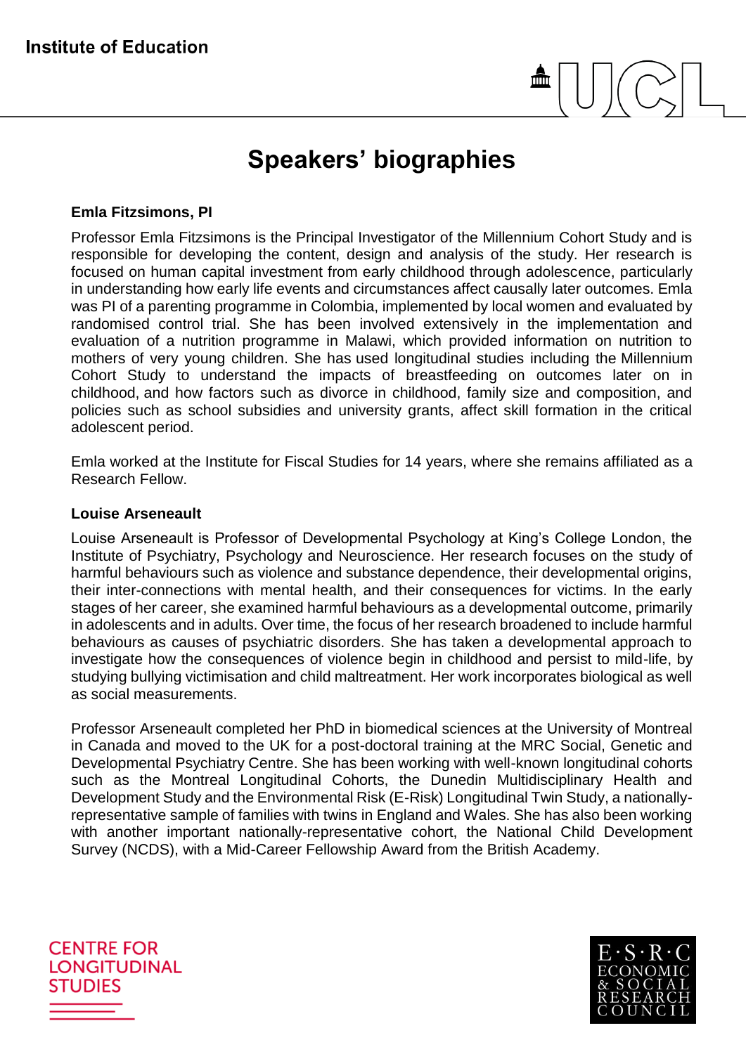# Speakers' biographies

**Emla Fitzsimons, PI**

Professor Emla Fitzsimons is the Principal Investigator of the Millennium Cohort Study and is responsible for developing the content, design and analysis of the study. Her research is focused on human capital investment from early childhood through adolescence, particularly in understanding how early life events and circumstances affect causally later outcomes. Emla was PI of a parenting programme in Colombia, implemented by local women and evaluated by randomised control trial. She has been involved extensively in the implementation and evaluation of a nutrition programme in Malawi, which provided information on nutrition to mothers of very young children. She has used longitudinal studies including the Millennium Cohort Study to understand the impacts of breastfeeding on outcomes later on in childhood, and how factors such as divorce in childhood, family size and composition, and policies such as school subsidies and university grants, affect skill formation in the critical adolescent period.

Emla worked at the Institute for Fiscal Studies for 14 years, where she remains affiliated as a Research Fellow.

**Louise Arseneault**

Louise Arseneault is Professor of Developmental Psychology at King's College London, the Institute of Psychiatry, Psychology and Neuroscience. Her research focuses on the study of harmful behaviours such as violence and substance dependence, their developmental origins, their inter-connections with mental health, and their consequences for victims. In the early stages of her career, she examined harmful behaviours as a developmental outcome, primarily in adolescents and in adults. Over time, the focus of her research broadened to include harmful behaviours as causes of psychiatric disorders. She has taken a developmental approach to investigate how the consequences of violence begin in childhood and persist to mild-life, by studying bullying victimisation and child maltreatment. Her work incorporates biological as well as social measurements.

Professor Arseneault completed her PhD in biomedical sciences at the University of Montreal in Canada and moved to the UK for a post-doctoral training at the MRC Social, Genetic and Developmental Psychiatry Centre. She has been working with well-known longitudinal cohorts such as the Montreal Longitudinal Cohorts, the Dunedin Multidisciplinary Health and Development Study and the Environmental Risk (E-Risk) Longitudinal Twin Study, a nationally-representative sample of families with twins in England and Wales. She has also been working with another important nationally-representative cohort, the National Child Development Survey (NCDS), with a Mid-Career Fellowship Award from the British Academy.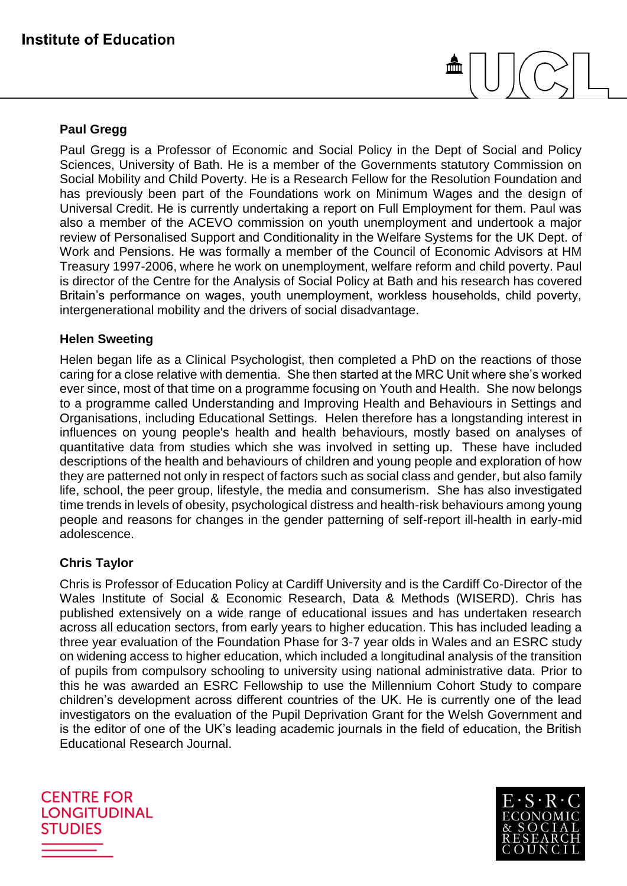**Paul Gregg**

Paul Gregg is a Professor of Economic and Social Policy in the Dept of Social and Policy Sciences, University of Bath. He is a member of the Governments statutory Commission on Social Mobility and Child Poverty. He is a Research Fellow for the Resolution Foundation and has previously been part of the Foundations work on Minimum Wages and the design of Universal Credit. He is currently undertaking a report on Full Employment for them. Paul was also a member of the ACEVO commission on youth unemployment and undertook a major review of Personalised Support and Conditionality in the Welfare Systems for the UK Dept. of Work and Pensions. He was formally a member of the Council of Economic Advisors at HM Treasury 1997-2006, where he work on unemployment, welfare reform and child poverty. Paul is director of the Centre for the Analysis of Social Policy at Bath and his research has covered Britain's performance on wages, youth unemployment, workless households, child poverty, intergenerational mobility and the drivers of social disadvantage.

**Helen Sweeting**

Helen began life as a Clinical Psychologist, then completed a PhD on the reactions of those caring for a close relative with dementia. She then started at the MRC Unit where she's worked ever since, most of that time on a programme focusing on Youth and Health. She now belongs to a programme called Understanding and Improving Health and Behaviours in Settings and Organisations, including Educational Settings. Helen therefore has a longstanding interest in influences on young people's health and health behaviours, mostly based on analyses of quantitative data from studies which she was involved in setting up. These have included descriptions of the health and behaviours of children and young people and exploration of how they are patterned not only in respect of factors such as social class and gender, but also family life, school, the peer group, lifestyle, the media and consumerism. She has also investigated time trends in levels of obesity, psychological distress and health-risk behaviours among young people and reasons for changes in the gender patterning of self-report ill-health in early-mid adolescence.

**Chris Taylor**

Chris is Professor of Education Policy at Cardiff University and is the Cardiff Co-Director of the Wales Institute of Social & Economic Research, Data & Methods (WISERD). Chris has published extensively on a wide range of educational issues and has undertaken research across all education sectors, from early years to higher education. This has included leading a three year evaluation of the Foundation Phase for 3-7 year olds in Wales and an ESRC study on widening access to higher education, which included a longitudinal analysis of the transition of pupils from compulsory schooling to university using national administrative data. Prior to this he was awarded an ESRC Fellowship to use the Millennium Cohort Study to compare children's development across different countries of the UK. He is currently one of the lead investigators on the evaluation of the Pupil Deprivation Grant for the Welsh Government and is the editor of one of the UK's leading academic journals in the field of education, the British Educational Research Journal.